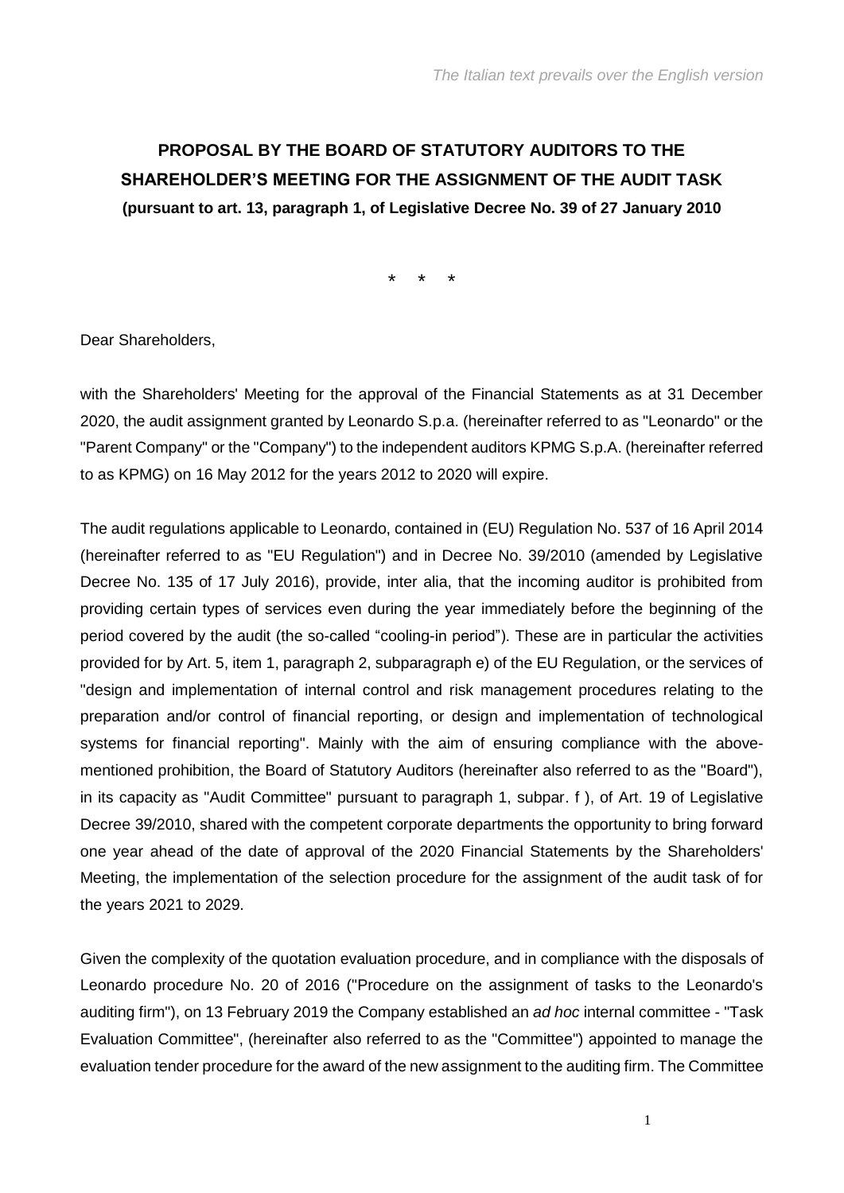*The Italian text prevails over the English version*

# PROPOSAL BY THE BOARD OF STATUTORY AUDITORS TO THE SHAREHOLDER'S MEETING FOR THE ASSIGNMENT OF THE AUDIT TASK

**(pursuant to art. 13, paragraph 1, of Legislative Decree No. 39 of 27 January 2010**

\* \* \*

Dear Shareholders,

with the Shareholders' Meeting for the approval of the Financial Statements as at 31 December 2020, the audit assignment granted by Leonardo S.p.a. (hereinafter referred to as "Leonardo" or the "Parent Company" or the "Company") to the independent auditors KPMG S.p.A. (hereinafter referred to as KPMG) on 16 May 2012 for the years 2012 to 2020 will expire.

The audit regulations applicable to Leonardo, contained in (EU) Regulation No. 537 of 16 April 2014 (hereinafter referred to as "EU Regulation") and in Decree No. 39/2010 (amended by Legislative Decree No. 135 of 17 July 2016), provide, inter alia, that the incoming auditor is prohibited from providing certain types of services even during the year immediately before the beginning of the period covered by the audit (the so-called "cooling-in period"). These are in particular the activities provided for by Art. 5, item 1, paragraph 2, subparagraph e) of the EU Regulation, or the services of "design and implementation of internal control and risk management procedures relating to the preparation and/or control of financial reporting, or design and implementation of technological systems for financial reporting". Mainly with the aim of ensuring compliance with the above-mentioned prohibition, the Board of Statutory Auditors (hereinafter also referred to as the "Board"), in its capacity as "Audit Committee" pursuant to paragraph 1, subpar. f ), of Art. 19 of Legislative Decree 39/2010, shared with the competent corporate departments the opportunity to bring forward one year ahead of the date of approval of the 2020 Financial Statements by the Shareholders' Meeting, the implementation of the selection procedure for the assignment of the audit task of for the years 2021 to 2029.

Given the complexity of the quotation evaluation procedure, and in compliance with the disposals of Leonardo procedure No. 20 of 2016 ("Procedure on the assignment of tasks to the Leonardo's auditing firm"), on 13 February 2019 the Company established an *ad hoc* internal committee - "Task Evaluation Committee", (hereinafter also referred to as the "Committee") appointed to manage the evaluation tender procedure for the award of the new assignment to the auditing firm. The Committee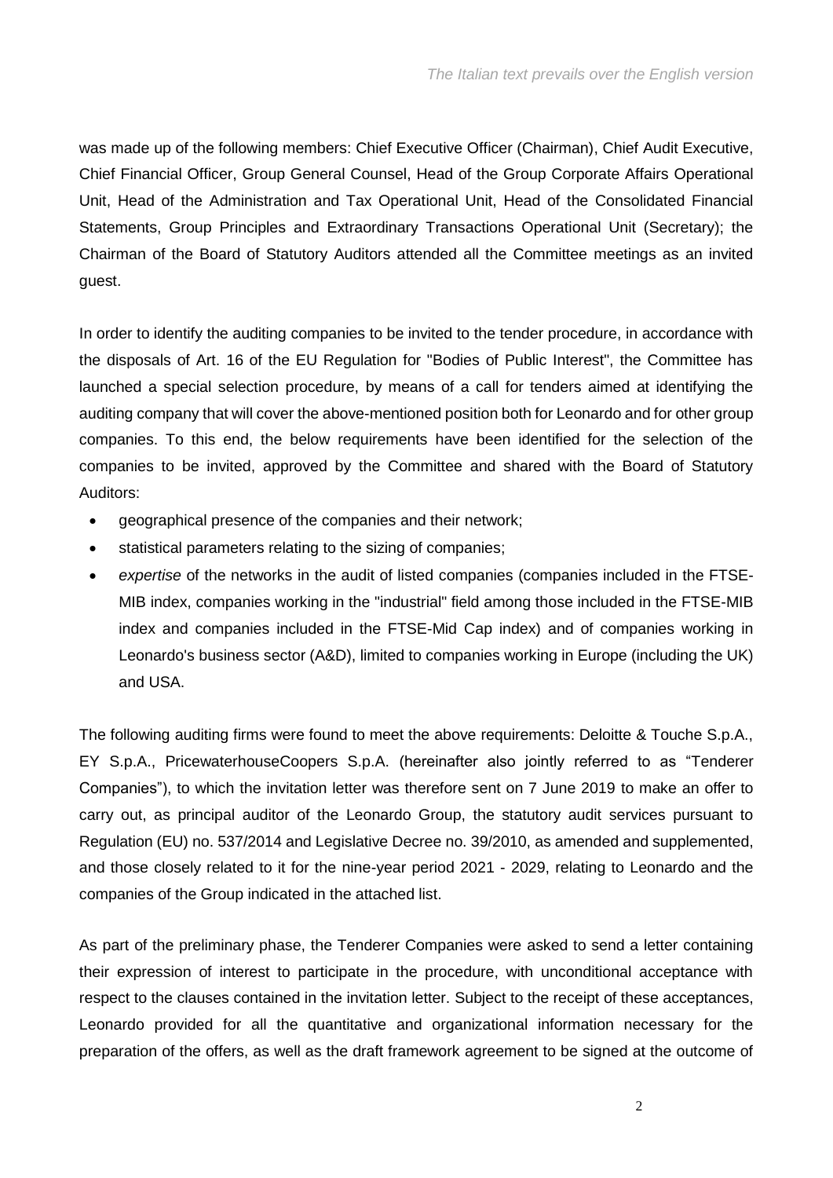was made up of the following members: Chief Executive Officer (Chairman), Chief Audit Executive, Chief Financial Officer, Group General Counsel, Head of the Group Corporate Affairs Operational Unit, Head of the Administration and Tax Operational Unit, Head of the Consolidated Financial Statements, Group Principles and Extraordinary Transactions Operational Unit (Secretary); the Chairman of the Board of Statutory Auditors attended all the Committee meetings as an invited guest.

In order to identify the auditing companies to be invited to the tender procedure, in accordance with the disposals of Art. 16 of the EU Regulation for "Bodies of Public Interest", the Committee has launched a special selection procedure, by means of a call for tenders aimed at identifying the auditing company that will cover the above-mentioned position both for Leonardo and for other group companies. To this end, the below requirements have been identified for the selection of the companies to be invited, approved by the Committee and shared with the Board of Statutory Auditors:

- geographical presence of the companies and their network;
- statistical parameters relating to the sizing of companies;
- *expertise* of the networks in the audit of listed companies (companies included in the FTSE-MIB index, companies working in the "industrial" field among those included in the FTSE-MIB index and companies included in the FTSE-Mid Cap index) and of companies working in Leonardo's business sector (A&D), limited to companies working in Europe (including the UK) and USA.

The following auditing firms were found to meet the above requirements: Deloitte & Touche S.p.A., EY S.p.A., PricewaterhouseCoopers S.p.A. (hereinafter also jointly referred to as "Tenderer Companies"), to which the invitation letter was therefore sent on 7 June 2019 to make an offer to carry out, as principal auditor of the Leonardo Group, the statutory audit services pursuant to Regulation (EU) no. 537/2014 and Legislative Decree no. 39/2010, as amended and supplemented, and those closely related to it for the nine-year period 2021 - 2029, relating to Leonardo and the companies of the Group indicated in the attached list.

As part of the preliminary phase, the Tenderer Companies were asked to send a letter containing their expression of interest to participate in the procedure, with unconditional acceptance with respect to the clauses contained in the invitation letter. Subject to the receipt of these acceptances, Leonardo provided for all the quantitative and organizational information necessary for the preparation of the offers, as well as the draft framework agreement to be signed at the outcome of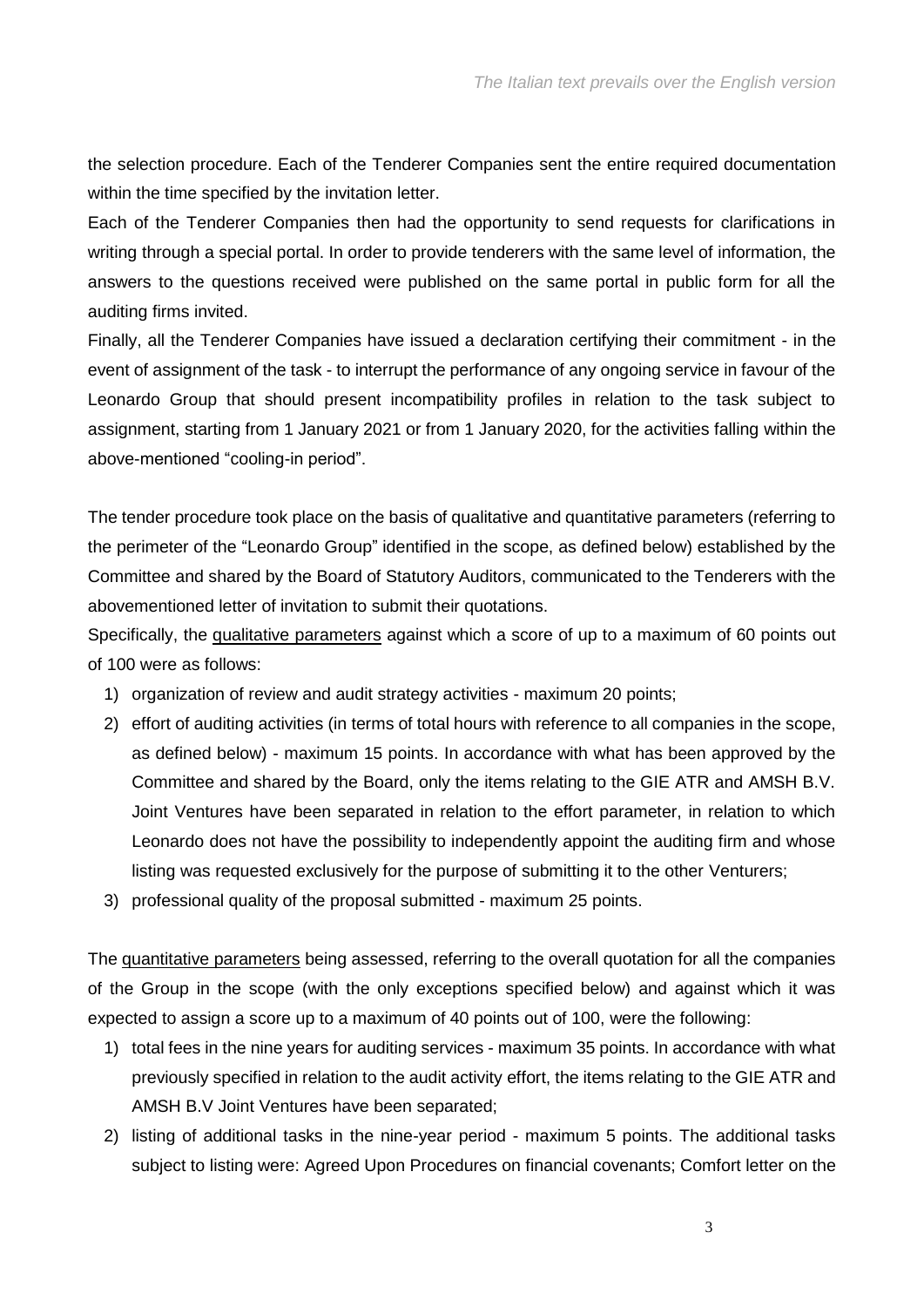the selection procedure. Each of the Tenderer Companies sent the entire required documentation within the time specified by the invitation letter.

Each of the Tenderer Companies then had the opportunity to send requests for clarifications in writing through a special portal. In order to provide tenderers with the same level of information, the answers to the questions received were published on the same portal in public form for all the auditing firms invited.

Finally, all the Tenderer Companies have issued a declaration certifying their commitment - in the event of assignment of the task - to interrupt the performance of any ongoing service in favour of the Leonardo Group that should present incompatibility profiles in relation to the task subject to assignment, starting from 1 January 2021 or from 1 January 2020, for the activities falling within the above-mentioned "cooling-in period".

The tender procedure took place on the basis of qualitative and quantitative parameters (referring to the perimeter of the "Leonardo Group" identified in the scope, as defined below) established by the Committee and shared by the Board of Statutory Auditors, communicated to the Tenderers with the abovementioned letter of invitation to submit their quotations.

Specifically, the <u>qualitative parameters</u> against which a score of up to a maximum of 60 points out of 100 were as follows:

1) organization of review and audit strategy activities - maximum 20 points;
2) effort of auditing activities (in terms of total hours with reference to all companies in the scope, as defined below) - maximum 15 points. In accordance with what has been approved by the Committee and shared by the Board, only the items relating to the GIE ATR and AMSH B.V. Joint Ventures have been separated in relation to the effort parameter, in relation to which Leonardo does not have the possibility to independently appoint the auditing firm and whose listing was requested exclusively for the purpose of submitting it to the other Venturers;
3) professional quality of the proposal submitted - maximum 25 points.

The <u>quantitative parameters</u> being assessed, referring to the overall quotation for all the companies of the Group in the scope (with the only exceptions specified below) and against which it was expected to assign a score up to a maximum of 40 points out of 100, were the following:

1) total fees in the nine years for auditing services - maximum 35 points. In accordance with what previously specified in relation to the audit activity effort, the items relating to the GIE ATR and AMSH B.V Joint Ventures have been separated;
2) listing of additional tasks in the nine-year period - maximum 5 points. The additional tasks subject to listing were: Agreed Upon Procedures on financial covenants; Comfort letter on the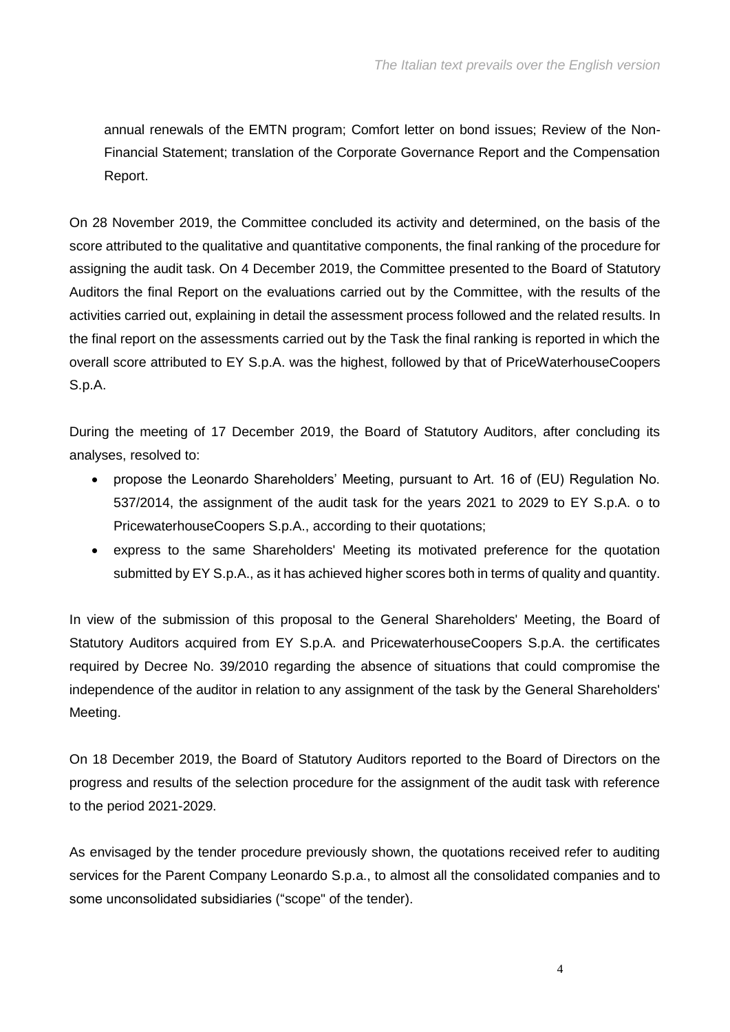annual renewals of the EMTN program; Comfort letter on bond issues; Review of the Non-Financial Statement; translation of the Corporate Governance Report and the Compensation Report.

On 28 November 2019, the Committee concluded its activity and determined, on the basis of the score attributed to the qualitative and quantitative components, the final ranking of the procedure for assigning the audit task. On 4 December 2019, the Committee presented to the Board of Statutory Auditors the final Report on the evaluations carried out by the Committee, with the results of the activities carried out, explaining in detail the assessment process followed and the related results. In the final report on the assessments carried out by the Task the final ranking is reported in which the overall score attributed to EY S.p.A. was the highest, followed by that of PriceWaterhouseCoopers S.p.A.

During the meeting of 17 December 2019, the Board of Statutory Auditors, after concluding its analyses, resolved to:

- propose the Leonardo Shareholders' Meeting, pursuant to Art. 16 of (EU) Regulation No. 537/2014, the assignment of the audit task for the years 2021 to 2029 to EY S.p.A. o to PricewaterhouseCoopers S.p.A., according to their quotations;
- express to the same Shareholders' Meeting its motivated preference for the quotation submitted by EY S.p.A., as it has achieved higher scores both in terms of quality and quantity.

In view of the submission of this proposal to the General Shareholders' Meeting, the Board of Statutory Auditors acquired from EY S.p.A. and PricewaterhouseCoopers S.p.A. the certificates required by Decree No. 39/2010 regarding the absence of situations that could compromise the independence of the auditor in relation to any assignment of the task by the General Shareholders' Meeting.

On 18 December 2019, the Board of Statutory Auditors reported to the Board of Directors on the progress and results of the selection procedure for the assignment of the audit task with reference to the period 2021-2029.

As envisaged by the tender procedure previously shown, the quotations received refer to auditing services for the Parent Company Leonardo S.p.a., to almost all the consolidated companies and to some unconsolidated subsidiaries ("scope" of the tender).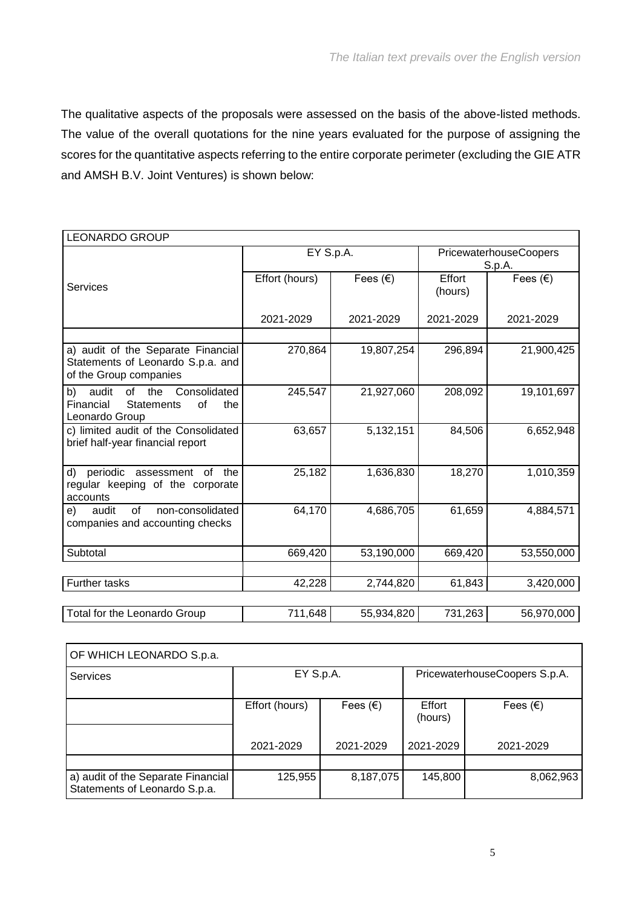*The Italian text prevails over the English version*

The qualitative aspects of the proposals were assessed on the basis of the above-listed methods. The value of the overall quotations for the nine years evaluated for the purpose of assigning the scores for the quantitative aspects referring to the entire corporate perimeter (excluding the GIE ATR and AMSH B.V. Joint Ventures) is shown below:

| LEONARDO GROUP | | | | |
|---|---|---|---|---|
| Services | EY S.p.A. | | PricewaterhouseCoopers S.p.A. | |
| | Effort (hours) | Fees (€) | Effort (hours) | Fees (€) |
| | 2021-2029 | 2021-2029 | 2021-2029 | 2021-2029 |
| a) audit of the Separate Financial Statements of Leonardo S.p.a. and of the Group companies | 270,864 | 19,807,254 | 296,894 | 21,900,425 |
| b) audit of the Consolidated Financial Statements of the Leonardo Group | 245,547 | 21,927,060 | 208,092 | 19,101,697 |
| c) limited audit of the Consolidated brief half-year financial report | 63,657 | 5,132,151 | 84,506 | 6,652,948 |
| d) periodic assessment of the regular keeping of the corporate accounts | 25,182 | 1,636,830 | 18,270 | 1,010,359 |
| e) audit of non-consolidated companies and accounting checks | 64,170 | 4,686,705 | 61,659 | 4,884,571 |
| Subtotal | 669,420 | 53,190,000 | 669,420 | 53,550,000 |
| Further tasks | 42,228 | 2,744,820 | 61,843 | 3,420,000 |
| Total for the Leonardo Group | 711,648 | 55,934,820 | 731,263 | 56,970,000 |

| OF WHICH LEONARDO S.p.a. | | | | |
|---|---|---|---|---|
| Services | EY S.p.A. | | PricewaterhouseCoopers S.p.A. | |
| | Effort (hours) | Fees (€) | Effort (hours) | Fees (€) |
| | 2021-2029 | 2021-2029 | 2021-2029 | 2021-2029 |
| a) audit of the Separate Financial Statements of Leonardo S.p.a. | 125,955 | 8,187,075 | 145,800 | 8,062,963 |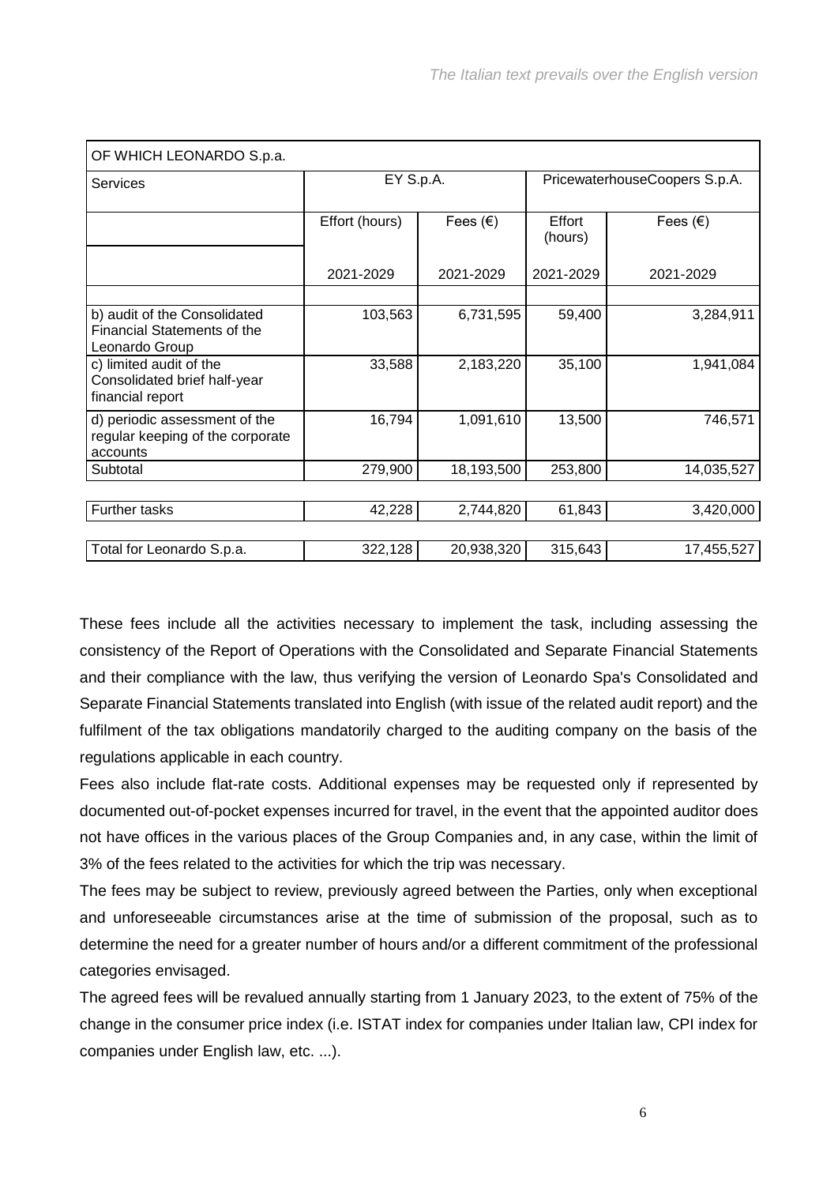| OF WHICH LEONARDO S.p.a. | | | | |
|---|---|---|---|---|
| Services | EY S.p.A. | | PricewaterhouseCoopers S.p.A. | |
| | Effort (hours) | Fees (€) | Effort (hours) | Fees (€) |
| | 2021-2029 | 2021-2029 | 2021-2029 | 2021-2029 |
| | | | | |
| b) audit of the Consolidated Financial Statements of the Leonardo Group | 103,563 | 6,731,595 | 59,400 | 3,284,911 |
| c) limited audit of the Consolidated brief half-year financial report | 33,588 | 2,183,220 | 35,100 | 1,941,084 |
| d) periodic assessment of the regular keeping of the corporate accounts | 16,794 | 1,091,610 | 13,500 | 746,571 |
| Subtotal | 279,900 | 18,193,500 | 253,800 | 14,035,527 |
| | | | | |
| Further tasks | 42,228 | 2,744,820 | 61,843 | 3,420,000 |
| | | | | |
| Total for Leonardo S.p.a. | 322,128 | 20,938,320 | 315,643 | 17,455,527 |

These fees include all the activities necessary to implement the task, including assessing the consistency of the Report of Operations with the Consolidated and Separate Financial Statements and their compliance with the law, thus verifying the version of Leonardo Spa's Consolidated and Separate Financial Statements translated into English (with issue of the related audit report) and the fulfilment of the tax obligations mandatorily charged to the auditing company on the basis of the regulations applicable in each country.

Fees also include flat-rate costs. Additional expenses may be requested only if represented by documented out-of-pocket expenses incurred for travel, in the event that the appointed auditor does not have offices in the various places of the Group Companies and, in any case, within the limit of 3% of the fees related to the activities for which the trip was necessary.

The fees may be subject to review, previously agreed between the Parties, only when exceptional and unforeseeable circumstances arise at the time of submission of the proposal, such as to determine the need for a greater number of hours and/or a different commitment of the professional categories envisaged.

The agreed fees will be revalued annually starting from 1 January 2023, to the extent of 75% of the change in the consumer price index (i.e. ISTAT index for companies under Italian law, CPI index for companies under English law, etc. ...).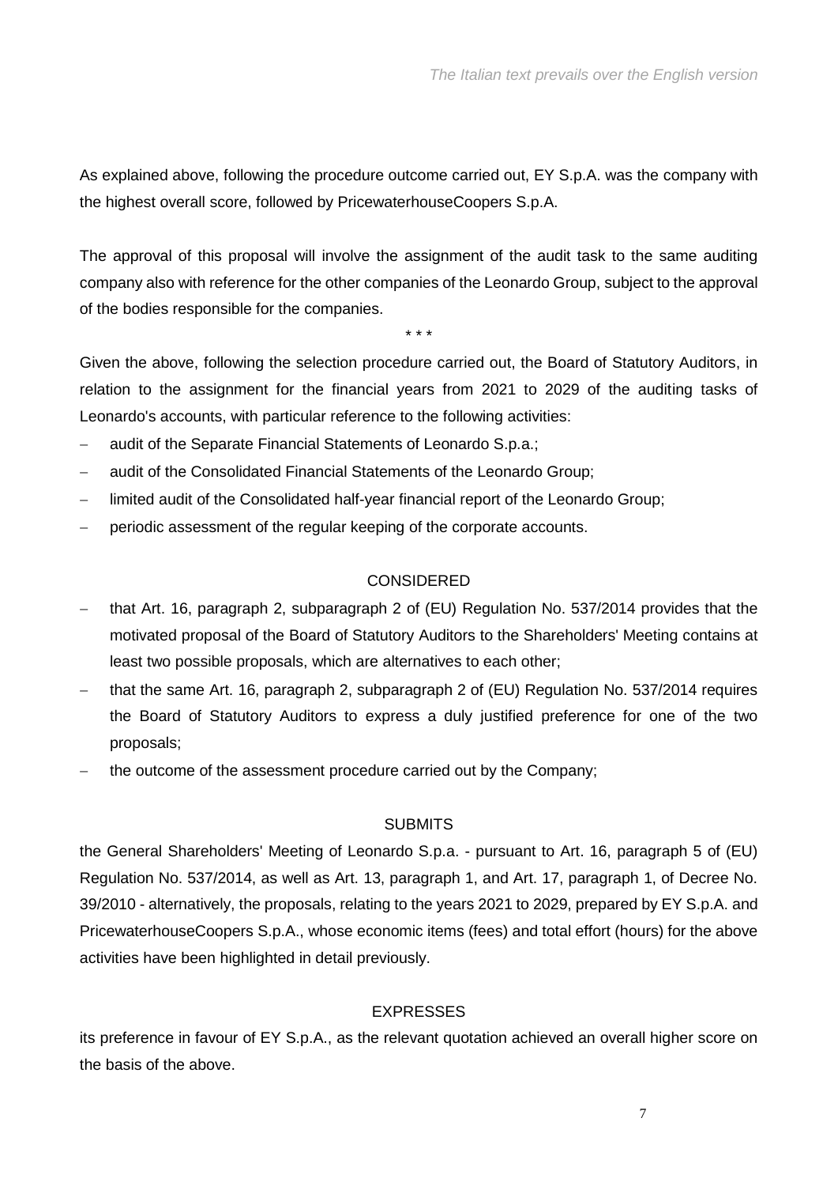As explained above, following the procedure outcome carried out, EY S.p.A. was the company with the highest overall score, followed by PricewaterhouseCoopers S.p.A.

The approval of this proposal will involve the assignment of the audit task to the same auditing company also with reference for the other companies of the Leonardo Group, subject to the approval of the bodies responsible for the companies.

\* \* \*

Given the above, following the selection procedure carried out, the Board of Statutory Auditors, in relation to the assignment for the financial years from 2021 to 2029 of the auditing tasks of Leonardo's accounts, with particular reference to the following activities:

- audit of the Separate Financial Statements of Leonardo S.p.a.;
- audit of the Consolidated Financial Statements of the Leonardo Group;
- limited audit of the Consolidated half-year financial report of the Leonardo Group;
- periodic assessment of the regular keeping of the corporate accounts.

CONSIDERED

- that Art. 16, paragraph 2, subparagraph 2 of (EU) Regulation No. 537/2014 provides that the motivated proposal of the Board of Statutory Auditors to the Shareholders' Meeting contains at least two possible proposals, which are alternatives to each other;
- that the same Art. 16, paragraph 2, subparagraph 2 of (EU) Regulation No. 537/2014 requires the Board of Statutory Auditors to express a duly justified preference for one of the two proposals;
- the outcome of the assessment procedure carried out by the Company;

SUBMITS

the General Shareholders' Meeting of Leonardo S.p.a. - pursuant to Art. 16, paragraph 5 of (EU) Regulation No. 537/2014, as well as Art. 13, paragraph 1, and Art. 17, paragraph 1, of Decree No. 39/2010 - alternatively, the proposals, relating to the years 2021 to 2029, prepared by EY S.p.A. and PricewaterhouseCoopers S.p.A., whose economic items (fees) and total effort (hours) for the above activities have been highlighted in detail previously.

EXPRESSES

its preference in favour of EY S.p.A., as the relevant quotation achieved an overall higher score on the basis of the above.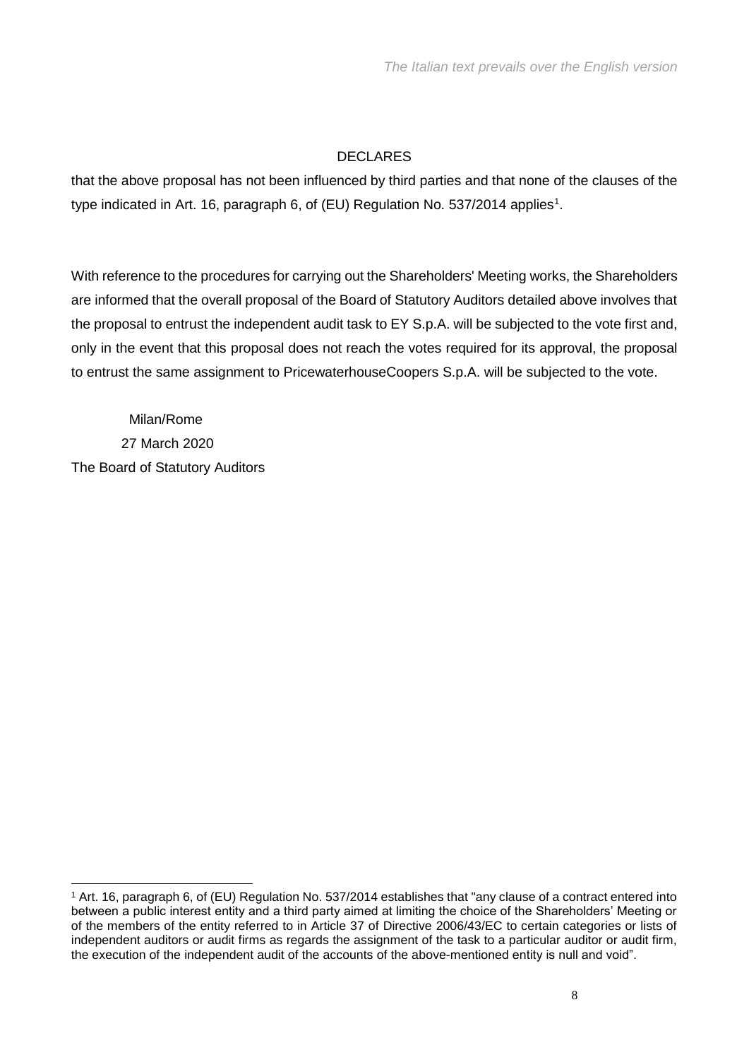DECLARES

that the above proposal has not been influenced by third parties and that none of the clauses of the type indicated in Art. 16, paragraph 6, of (EU) Regulation No. 537/2014 applies[1].

With reference to the procedures for carrying out the Shareholders' Meeting works, the Shareholders are informed that the overall proposal of the Board of Statutory Auditors detailed above involves that the proposal to entrust the independent audit task to EY S.p.A. will be subjected to the vote first and, only in the event that this proposal does not reach the votes required for its approval, the proposal to entrust the same assignment to PricewaterhouseCoopers S.p.A. will be subjected to the vote.

Milan/Rome

27 March 2020

The Board of Statutory Auditors

---

[1] Art. 16, paragraph 6, of (EU) Regulation No. 537/2014 establishes that "any clause of a contract entered into between a public interest entity and a third party aimed at limiting the choice of the Shareholders' Meeting or of the members of the entity referred to in Article 37 of Directive 2006/43/EC to certain categories or lists of independent auditors or audit firms as regards the assignment of the task to a particular auditor or audit firm, the execution of the independent audit of the accounts of the above-mentioned entity is null and void".